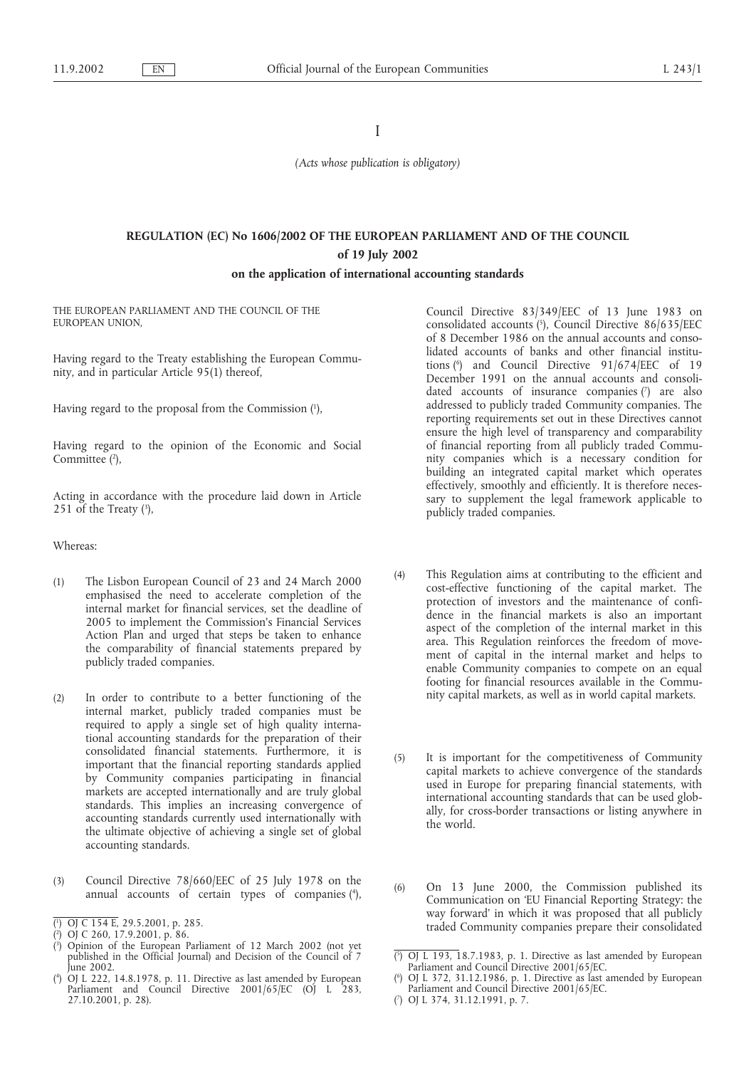I

*(Acts whose publication is obligatory)*

# REGULATION (EC) No 1606/2002 OF THE EUROPEAN PARLIAMENT AND OF THE COUNCIL

## of 19 July 2002

## on the application of international accounting standards

THE EUROPEAN PARLIAMENT AND THE COUNCIL OF THE EUROPEAN UNION,

Having regard to the Treaty establishing the European Community, and in particular Article 95(1) thereof,

Having regard to the proposal from the Commission [1],

Having regard to the opinion of the Economic and Social Committee [2],

Acting in accordance with the procedure laid down in Article 251 of the Treaty [3],

Whereas:

(1) The Lisbon European Council of 23 and 24 March 2000 emphasised the need to accelerate completion of the internal market for financial services, set the deadline of 2005 to implement the Commission's Financial Services Action Plan and urged that steps be taken to enhance the comparability of financial statements prepared by publicly traded companies.

(2) In order to contribute to a better functioning of the internal market, publicly traded companies must be required to apply a single set of high quality international accounting standards for the preparation of their consolidated financial statements. Furthermore, it is important that the financial reporting standards applied by Community companies participating in financial markets are accepted internationally and are truly global standards. This implies an increasing convergence of accounting standards currently used internationally with the ultimate objective of achieving a single set of global accounting standards.

(3) Council Directive 78/660/EEC of 25 July 1978 on the annual accounts of certain types of companies [4], Council Directive 83/349/EEC of 13 June 1983 on consolidated accounts [5], Council Directive 86/635/EEC of 8 December 1986 on the annual accounts and consolidated accounts of banks and other financial institutions [6] and Council Directive 91/674/EEC of 19 December 1991 on the annual accounts and consolidated accounts of insurance companies [7] are also addressed to publicly traded Community companies. The reporting requirements set out in these Directives cannot ensure the high level of transparency and comparability of financial reporting from all publicly traded Community companies which is a necessary condition for building an integrated capital market which operates effectively, smoothly and efficiently. It is therefore necessary to supplement the legal framework applicable to publicly traded companies.

(4) This Regulation aims at contributing to the efficient and cost-effective functioning of the capital market. The protection of investors and the maintenance of confidence in the financial markets is also an important aspect of the completion of the internal market in this area. This Regulation reinforces the freedom of movement of capital in the internal market and helps to enable Community companies to compete on an equal footing for financial resources available in the Community capital markets, as well as in world capital markets.

(5) It is important for the competitiveness of Community capital markets to achieve convergence of the standards used in Europe for preparing financial statements, with international accounting standards that can be used globally, for cross-border transactions or listing anywhere in the world.

(6) On 13 June 2000, the Commission published its Communication on 'EU Financial Reporting Strategy: the way forward' in which it was proposed that all publicly traded Community companies prepare their consolidated

---

[1] OJ C 154 E, 29.5.2001, p. 285.

[2] OJ C 260, 17.9.2001, p. 86.

[3] Opinion of the European Parliament of 12 March 2002 (not yet published in the Official Journal) and Decision of the Council of 7 June 2002.

[4] OJ L 222, 14.8.1978, p. 11. Directive as last amended by European Parliament and Council Directive 2001/65/EC (OJ L 283, 27.10.2001, p. 28).

[5] OJ L 193, 18.7.1983, p. 1. Directive as last amended by European Parliament and Council Directive 2001/65/EC.

[6] OJ L 372, 31.12.1986, p. 1. Directive as last amended by European Parliament and Council Directive 2001/65/EC.

[7] OJ L 374, 31.12.1991, p. 7.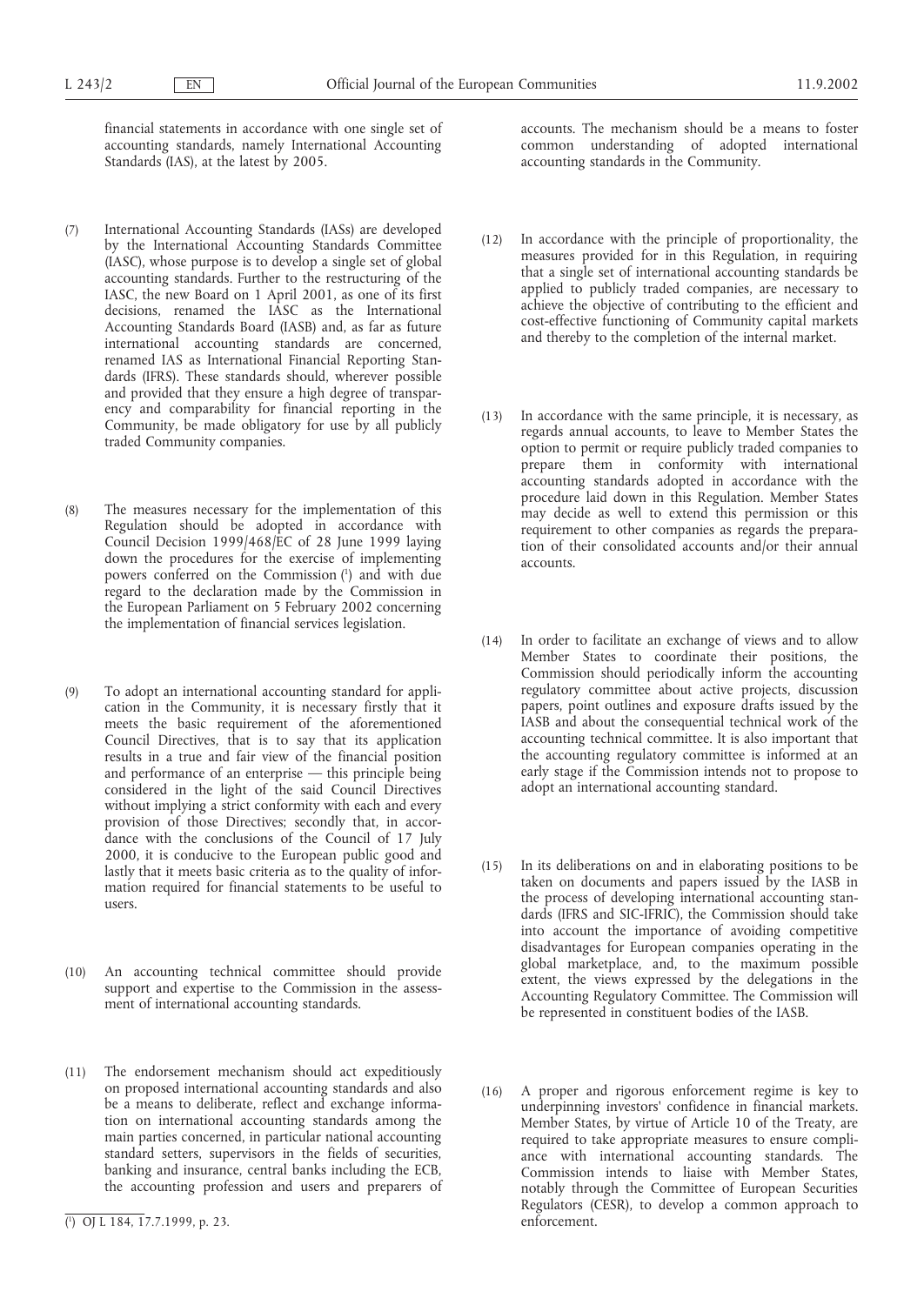financial statements in accordance with one single set of accounting standards, namely International Accounting Standards (IAS), at the latest by 2005.

(7) International Accounting Standards (IASs) are developed by the International Accounting Standards Committee (IASC), whose purpose is to develop a single set of global accounting standards. Further to the restructuring of the IASC, the new Board on 1 April 2001, as one of its first decisions, renamed the IASC as the International Accounting Standards Board (IASB) and, as far as future international accounting standards are concerned, renamed IAS as International Financial Reporting Standards (IFRS). These standards should, wherever possible and provided that they ensure a high degree of transparency and comparability for financial reporting in the Community, be made obligatory for use by all publicly traded Community companies.

(8) The measures necessary for the implementation of this Regulation should be adopted in accordance with Council Decision 1999/468/EC of 28 June 1999 laying down the procedures for the exercise of implementing powers conferred on the Commission ([1]) and with due regard to the declaration made by the Commission in the European Parliament on 5 February 2002 concerning the implementation of financial services legislation.

(9) To adopt an international accounting standard for application in the Community, it is necessary firstly that it meets the basic requirement of the aforementioned Council Directives, that is to say that its application results in a true and fair view of the financial position and performance of an enterprise — this principle being considered in the light of the said Council Directives without implying a strict conformity with each and every provision of those Directives; secondly that, in accordance with the conclusions of the Council of 17 July 2000, it is conducive to the European public good and lastly that it meets basic criteria as to the quality of information required for financial statements to be useful to users.

(10) An accounting technical committee should provide support and expertise to the Commission in the assessment of international accounting standards.

(11) The endorsement mechanism should act expeditiously on proposed international accounting standards and also be a means to deliberate, reflect and exchange information on international accounting standards among the main parties concerned, in particular national accounting standard setters, supervisors in the fields of securities, banking and insurance, central banks including the ECB, the accounting profession and users and preparers of accounts. The mechanism should be a means to foster common understanding of adopted international accounting standards in the Community.

(12) In accordance with the principle of proportionality, the measures provided for in this Regulation, in requiring that a single set of international accounting standards be applied to publicly traded companies, are necessary to achieve the objective of contributing to the efficient and cost-effective functioning of Community capital markets and thereby to the completion of the internal market.

(13) In accordance with the same principle, it is necessary, as regards annual accounts, to leave to Member States the option to permit or require publicly traded companies to prepare them in conformity with international accounting standards adopted in accordance with the procedure laid down in this Regulation. Member States may decide as well to extend this permission or this requirement to other companies as regards the preparation of their consolidated accounts and/or their annual accounts.

(14) In order to facilitate an exchange of views and to allow Member States to coordinate their positions, the Commission should periodically inform the accounting regulatory committee about active projects, discussion papers, point outlines and exposure drafts issued by the IASB and about the consequential technical work of the accounting technical committee. It is also important that the accounting regulatory committee is informed at an early stage if the Commission intends not to propose to adopt an international accounting standard.

(15) In its deliberations on and in elaborating positions to be taken on documents and papers issued by the IASB in the process of developing international accounting standards (IFRS and SIC-IFRIC), the Commission should take into account the importance of avoiding competitive disadvantages for European companies operating in the global marketplace, and, to the maximum possible extent, the views expressed by the delegations in the Accounting Regulatory Committee. The Commission will be represented in constituent bodies of the IASB.

(16) A proper and rigorous enforcement regime is key to underpinning investors' confidence in financial markets. Member States, by virtue of Article 10 of the Treaty, are required to take appropriate measures to ensure compliance with international accounting standards. The Commission intends to liaise with Member States, notably through the Committee of European Securities Regulators (CESR), to develop a common approach to enforcement.

---

([1]) OJ L 184, 17.7.1999, p. 23.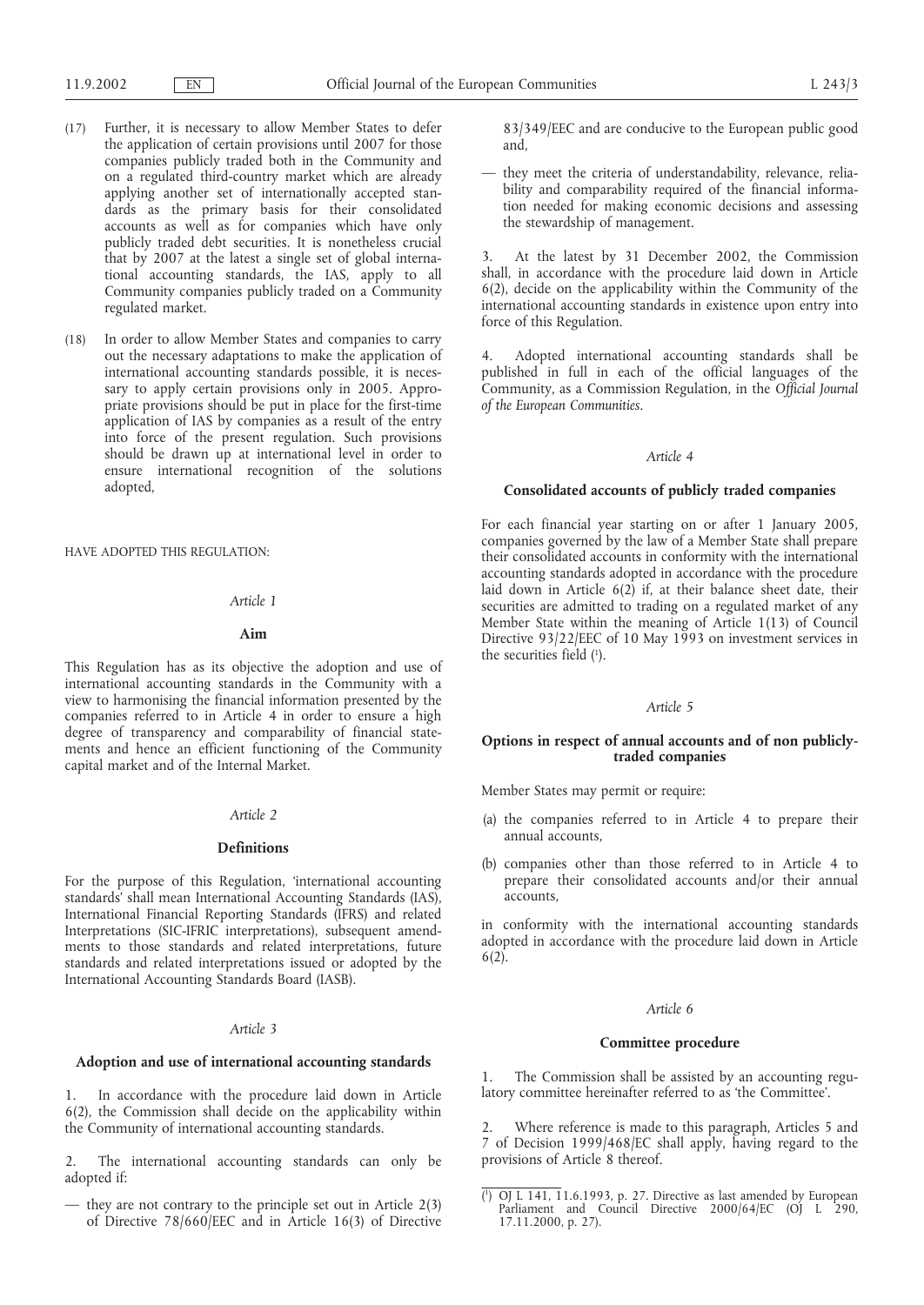(17) Further, it is necessary to allow Member States to defer the application of certain provisions until 2007 for those companies publicly traded both in the Community and on a regulated third-country market which are already applying another set of internationally accepted standards as the primary basis for their consolidated accounts as well as for companies which have only publicly traded debt securities. It is nonetheless crucial that by 2007 at the latest a single set of global international accounting standards, the IAS, apply to all Community companies publicly traded on a Community regulated market.

(18) In order to allow Member States and companies to carry out the necessary adaptations to make the application of international accounting standards possible, it is necessary to apply certain provisions only in 2005. Appropriate provisions should be put in place for the first-time application of IAS by companies as a result of the entry into force of the present regulation. Such provisions should be drawn up at international level in order to ensure international recognition of the solutions adopted,

HAVE ADOPTED THIS REGULATION:

*Article 1*

**Aim**

This Regulation has as its objective the adoption and use of international accounting standards in the Community with a view to harmonising the financial information presented by the companies referred to in Article 4 in order to ensure a high degree of transparency and comparability of financial statements and hence an efficient functioning of the Community capital market and of the Internal Market.

*Article 2*

**Definitions**

For the purpose of this Regulation, 'international accounting standards' shall mean International Accounting Standards (IAS), International Financial Reporting Standards (IFRS) and related Interpretations (SIC-IFRIC interpretations), subsequent amendments to those standards and related interpretations, future standards and related interpretations issued or adopted by the International Accounting Standards Board (IASB).

*Article 3*

**Adoption and use of international accounting standards**

1. In accordance with the procedure laid down in Article 6(2), the Commission shall decide on the applicability within the Community of international accounting standards.

2. The international accounting standards can only be adopted if:

— they are not contrary to the principle set out in Article 2(3) of Directive 78/660/EEC and in Article 16(3) of Directive 83/349/EEC and are conducive to the European public good and,

— they meet the criteria of understandability, relevance, reliability and comparability required of the financial information needed for making economic decisions and assessing the stewardship of management.

3. At the latest by 31 December 2002, the Commission shall, in accordance with the procedure laid down in Article 6(2), decide on the applicability within the Community of the international accounting standards in existence upon entry into force of this Regulation.

4. Adopted international accounting standards shall be published in full in each of the official languages of the Community, as a Commission Regulation, in the *Official Journal of the European Communities*.

*Article 4*

**Consolidated accounts of publicly traded companies**

For each financial year starting on or after 1 January 2005, companies governed by the law of a Member State shall prepare their consolidated accounts in conformity with the international accounting standards adopted in accordance with the procedure laid down in Article 6(2) if, at their balance sheet date, their securities are admitted to trading on a regulated market of any Member State within the meaning of Article 1(13) of Council Directive 93/22/EEC of 10 May 1993 on investment services in the securities field [1].

*Article 5*

**Options in respect of annual accounts and of non publicly-traded companies**

Member States may permit or require:

(a) the companies referred to in Article 4 to prepare their annual accounts,

(b) companies other than those referred to in Article 4 to prepare their consolidated accounts and/or their annual accounts,

in conformity with the international accounting standards adopted in accordance with the procedure laid down in Article 6(2).

*Article 6*

**Committee procedure**

1. The Commission shall be assisted by an accounting regulatory committee hereinafter referred to as 'the Committee'.

2. Where reference is made to this paragraph, Articles 5 and 7 of Decision 1999/468/EC shall apply, having regard to the provisions of Article 8 thereof.

[1] OJ L 141, 11.6.1993, p. 27. Directive as last amended by European Parliament and Council Directive 2000/64/EC (OJ L 290, 17.11.2000, p. 27).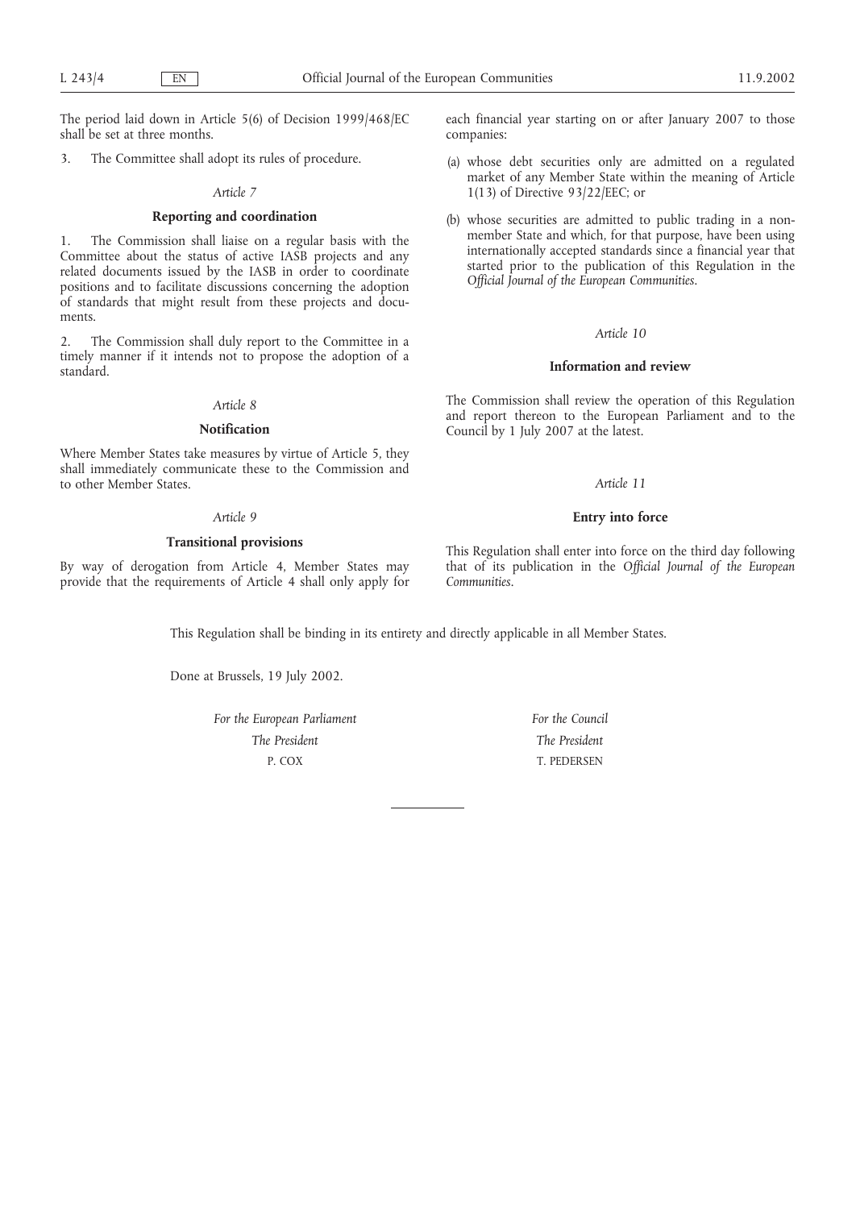The period laid down in Article 5(6) of Decision 1999/468/EC shall be set at three months.

3. The Committee shall adopt its rules of procedure.

*Article 7*

**Reporting and coordination**

1. The Commission shall liaise on a regular basis with the Committee about the status of active IASB projects and any related documents issued by the IASB in order to coordinate positions and to facilitate discussions concerning the adoption of standards that might result from these projects and documents.

2. The Commission shall duly report to the Committee in a timely manner if it intends not to propose the adoption of a standard.

*Article 8*

**Notification**

Where Member States take measures by virtue of Article 5, they shall immediately communicate these to the Commission and to other Member States.

*Article 9*

**Transitional provisions**

By way of derogation from Article 4, Member States may provide that the requirements of Article 4 shall only apply for each financial year starting on or after January 2007 to those companies:

(a) whose debt securities only are admitted on a regulated market of any Member State within the meaning of Article 1(13) of Directive 93/22/EEC; or

(b) whose securities are admitted to public trading in a non-member State and which, for that purpose, have been using internationally accepted standards since a financial year that started prior to the publication of this Regulation in the *Official Journal of the European Communities*.

*Article 10*

**Information and review**

The Commission shall review the operation of this Regulation and report thereon to the European Parliament and to the Council by 1 July 2007 at the latest.

*Article 11*

**Entry into force**

This Regulation shall enter into force on the third day following that of its publication in the *Official Journal of the European Communities*.

This Regulation shall be binding in its entirety and directly applicable in all Member States.

Done at Brussels, 19 July 2002.

*For the European Parliament*
*The President*
P. COX

*For the Council*
*The President*
T. PEDERSEN